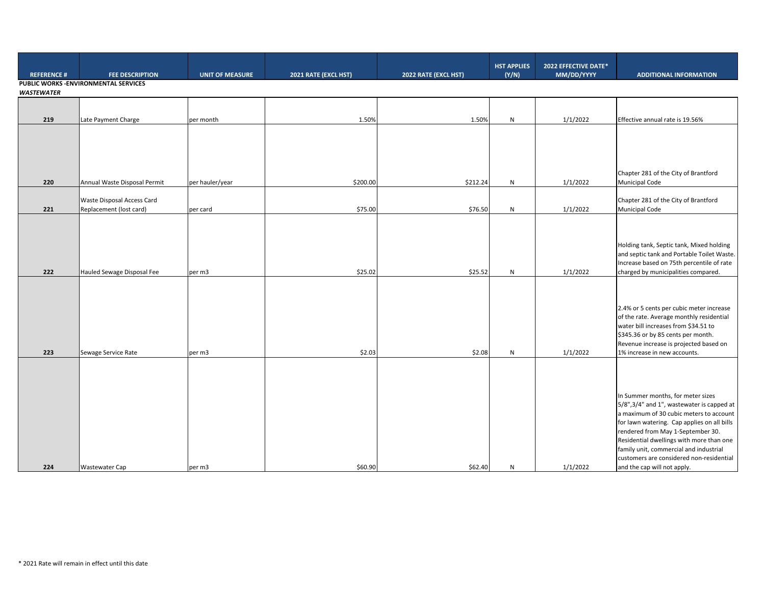| REFERENCE # | FEE DESCRIPTION | UNIT OF MEASURE | 2021 RATE (EXCL HST) | 2022 RATE (EXCL HST) | HST APPLIES (Y/N) | 2022 EFFECTIVE DATE* MM/DD/YYYY | ADDITIONAL INFORMATION |
|---|---|---|---|---|---|---|---|
| **PUBLIC WORKS -ENVIRONMENTAL SERVICES** | | | | | | | |
| ***WASTEWATER*** | | | | | | | |
| 219 | Late Payment Charge | per month | 1.50% | 1.50% | N | 1/1/2022 | Effective annual rate is 19.56% |
| 220 | Annual Waste Disposal Permit | per hauler/year | $200.00 | $212.24 | N | 1/1/2022 | Chapter 281 of the City of Brantford Municipal Code |
| 221 | Waste Disposal Access Card Replacement (lost card) | per card | $75.00 | $76.50 | N | 1/1/2022 | Chapter 281 of the City of Brantford Municipal Code |
| 222 | Hauled Sewage Disposal Fee | per m3 | $25.02 | $25.52 | N | 1/1/2022 | Holding tank, Septic tank, Mixed holding and septic tank and Portable Toilet Waste. Increase based on 75th percentile of rate charged by municipalities compared. |
| 223 | Sewage Service Rate | per m3 | $2.03 | $2.08 | N | 1/1/2022 | 2.4% or 5 cents per cubic meter increase of the rate. Average monthly residential water bill increases from $34.51 to $345.36 or by 85 cents per month. Revenue increase is projected based on 1% increase in new accounts. |
| 224 | Wastewater Cap | per m3 | $60.90 | $62.40 | N | 1/1/2022 | In Summer months, for meter sizes 5/8",3/4" and 1", wastewater is capped at a maximum of 30 cubic meters to account for lawn watering. Cap applies on all bills rendered from May 1-September 30. Residential dwellings with more than one family unit, commercial and industrial customers are considered non-residential and the cap will not apply. |

* 2021 Rate will remain in effect until this date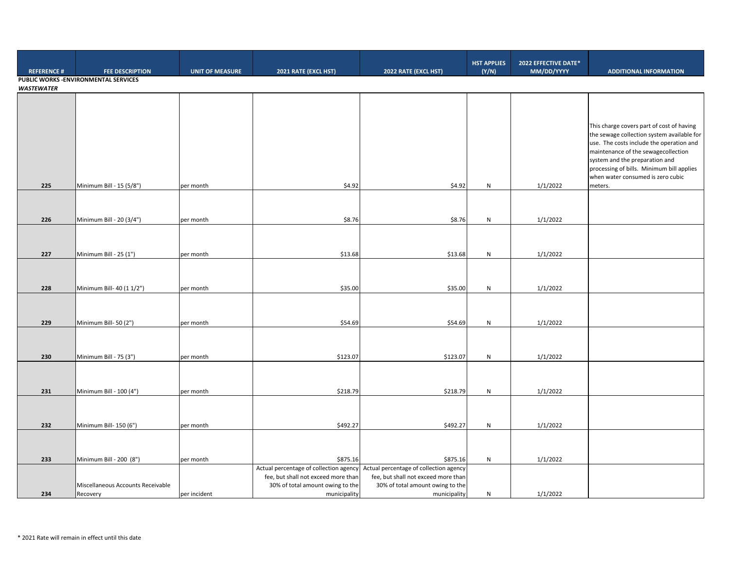| REFERENCE # | FEE DESCRIPTION | UNIT OF MEASURE | 2021 RATE (EXCL HST) | 2022 RATE (EXCL HST) | HST APPLIES (Y/N) | 2022 EFFECTIVE DATE* MM/DD/YYYY | ADDITIONAL INFORMATION |
|---|---|---|---|---|---|---|---|
| **PUBLIC WORKS -ENVIRONMENTAL SERVICES** | | | | | | | |
| ***WASTEWATER*** | | | | | | | |
| 225 | Minimum Bill - 15 (5/8") | per month | $4.92 | $4.92 | N | 1/1/2022 | This charge covers part of cost of having the sewage collection system available for use. The costs include the operation and maintenance of the sewagecollection system and the preparation and processing of bills. Minimum bill applies when water consumed is zero cubic meters. |
| 226 | Minimum Bill - 20 (3/4") | per month | $8.76 | $8.76 | N | 1/1/2022 | |
| 227 | Minimum Bill - 25 (1") | per month | $13.68 | $13.68 | N | 1/1/2022 | |
| 228 | Minimum Bill- 40 (1 1/2") | per month | $35.00 | $35.00 | N | 1/1/2022 | |
| 229 | Minimum Bill- 50 (2") | per month | $54.69 | $54.69 | N | 1/1/2022 | |
| 230 | Minimum Bill - 75 (3") | per month | $123.07 | $123.07 | N | 1/1/2022 | |
| 231 | Minimum Bill - 100 (4") | per month | $218.79 | $218.79 | N | 1/1/2022 | |
| 232 | Minimum Bill- 150 (6") | per month | $492.27 | $492.27 | N | 1/1/2022 | |
| 233 | Minimum Bill - 200 (8") | per month | $875.16 | $875.16 | N | 1/1/2022 | |
| 234 | Miscellaneous Accounts Receivable Recovery | per incident | Actual percentage of collection agency fee, but shall not exceed more than 30% of total amount owing to the municipality | Actual percentage of collection agency fee, but shall not exceed more than 30% of total amount owing to the municipality | N | 1/1/2022 | |

\* 2021 Rate will remain in effect until this date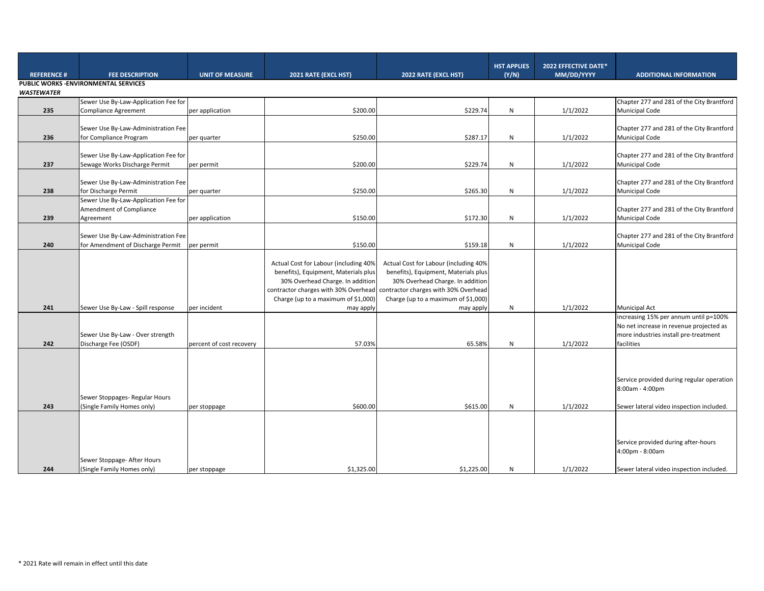| REFERENCE # | FEE DESCRIPTION | UNIT OF MEASURE | 2021 RATE (EXCL HST) | 2022 RATE (EXCL HST) | HST APPLIES (Y/N) | 2022 EFFECTIVE DATE* MM/DD/YYYY | ADDITIONAL INFORMATION |
|---|---|---|---|---|---|---|---|
| **PUBLIC WORKS -ENVIRONMENTAL SERVICES** | | | | | | | |
| ***WASTEWATER*** | | | | | | | |
| 235 | Sewer Use By-Law-Application Fee for Compliance Agreement | per application | $200.00 | $229.74 | N | 1/1/2022 | Chapter 277 and 281 of the City Brantford Municipal Code |
| 236 | Sewer Use By-Law-Administration Fee for Compliance Program | per quarter | $250.00 | $287.17 | N | 1/1/2022 | Chapter 277 and 281 of the City Brantford Municipal Code |
| 237 | Sewer Use By-Law-Application Fee for Sewage Works Discharge Permit | per permit | $200.00 | $229.74 | N | 1/1/2022 | Chapter 277 and 281 of the City Brantford Municipal Code |
| 238 | Sewer Use By-Law-Administration Fee for Discharge Permit | per quarter | $250.00 | $265.30 | N | 1/1/2022 | Chapter 277 and 281 of the City Brantford Municipal Code |
| 239 | Sewer Use By-Law-Application Fee for Amendment of Compliance Agreement | per application | $150.00 | $172.30 | N | 1/1/2022 | Chapter 277 and 281 of the City Brantford Municipal Code |
| 240 | Sewer Use By-Law-Administration Fee for Amendment of Discharge Permit | per permit | $150.00 | $159.18 | N | 1/1/2022 | Chapter 277 and 281 of the City Brantford Municipal Code |
| 241 | Sewer Use By-Law - Spill response | per incident | Actual Cost for Labour (including 40% benefits), Equipment, Materials plus 30% Overhead Charge. In addition contractor charges with 30% Overhead Charge (up to a maximum of $1,000) may apply | Actual Cost for Labour (including 40% benefits), Equipment, Materials plus 30% Overhead Charge. In addition contractor charges with 30% Overhead Charge (up to a maximum of $1,000) may apply | N | 1/1/2022 | Municipal Act |
| 242 | Sewer Use By-Law - Over strength Discharge Fee (OSDF) | percent of cost recovery | 57.03% | 65.58% | N | 1/1/2022 | increasing 15% per annum until p=100% No net increase in revenue projected as more industries install pre-treatment facilities |
| 243 | Sewer Stoppages- Regular Hours (Single Family Homes only) | per stoppage | $600.00 | $615.00 | N | 1/1/2022 | Service provided during regular operation 8:00am - 4:00pm Sewer lateral video inspection included. |
| 244 | Sewer Stoppage- After Hours (Single Family Homes only) | per stoppage | $1,325.00 | $1,225.00 | N | 1/1/2022 | Service provided during after-hours 4:00pm - 8:00am Sewer lateral video inspection included. |

* 2021 Rate will remain in effect until this date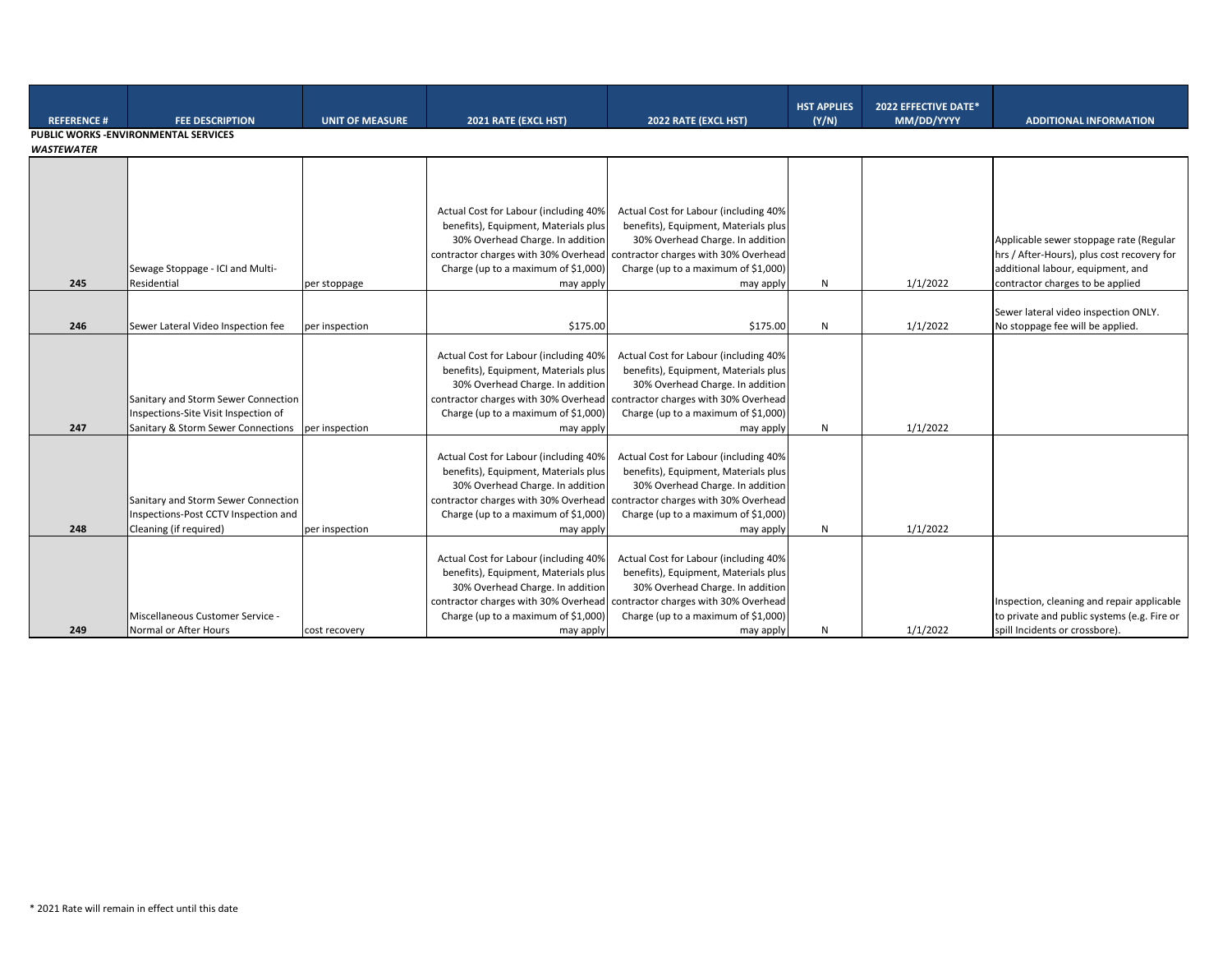| REFERENCE # | FEE DESCRIPTION | UNIT OF MEASURE | 2021 RATE (EXCL HST) | 2022 RATE (EXCL HST) | HST APPLIES (Y/N) | 2022 EFFECTIVE DATE* MM/DD/YYYY | ADDITIONAL INFORMATION |
|---|---|---|---|---|---|---|---|
| **PUBLIC WORKS -ENVIRONMENTAL SERVICES** | | | | | | | |
| ***WASTEWATER*** | | | | | | | |
| 245 | Sewage Stoppage - ICI and Multi-Residential | per stoppage | Actual Cost for Labour (including 40% benefits), Equipment, Materials plus 30% Overhead Charge. In addition contractor charges with 30% Overhead Charge (up to a maximum of $1,000) may apply | Actual Cost for Labour (including 40% benefits), Equipment, Materials plus 30% Overhead Charge. In addition contractor charges with 30% Overhead Charge (up to a maximum of $1,000) may apply | N | 1/1/2022 | Applicable sewer stoppage rate (Regular hrs / After-Hours), plus cost recovery for additional labour, equipment, and contractor charges to be applied |
| 246 | Sewer Lateral Video Inspection fee | per inspection | $175.00 | $175.00 | N | 1/1/2022 | Sewer lateral video inspection ONLY. No stoppage fee will be applied. |
| 247 | Sanitary and Storm Sewer Connection Inspections-Site Visit Inspection of Sanitary & Storm Sewer Connections | per inspection | Actual Cost for Labour (including 40% benefits), Equipment, Materials plus 30% Overhead Charge. In addition contractor charges with 30% Overhead Charge (up to a maximum of $1,000) may apply | Actual Cost for Labour (including 40% benefits), Equipment, Materials plus 30% Overhead Charge. In addition contractor charges with 30% Overhead Charge (up to a maximum of $1,000) may apply | N | 1/1/2022 | |
| 248 | Sanitary and Storm Sewer Connection Inspections-Post CCTV Inspection and Cleaning (if required) | per inspection | Actual Cost for Labour (including 40% benefits), Equipment, Materials plus 30% Overhead Charge. In addition contractor charges with 30% Overhead Charge (up to a maximum of $1,000) may apply | Actual Cost for Labour (including 40% benefits), Equipment, Materials plus 30% Overhead Charge. In addition contractor charges with 30% Overhead Charge (up to a maximum of $1,000) may apply | N | 1/1/2022 | |
| 249 | Miscellaneous Customer Service - Normal or After Hours | cost recovery | Actual Cost for Labour (including 40% benefits), Equipment, Materials plus 30% Overhead Charge. In addition contractor charges with 30% Overhead Charge (up to a maximum of $1,000) may apply | Actual Cost for Labour (including 40% benefits), Equipment, Materials plus 30% Overhead Charge. In addition contractor charges with 30% Overhead Charge (up to a maximum of $1,000) may apply | N | 1/1/2022 | Inspection, cleaning and repair applicable to private and public systems (e.g. Fire or spill Incidents or crossbore). |

\* 2021 Rate will remain in effect until this date